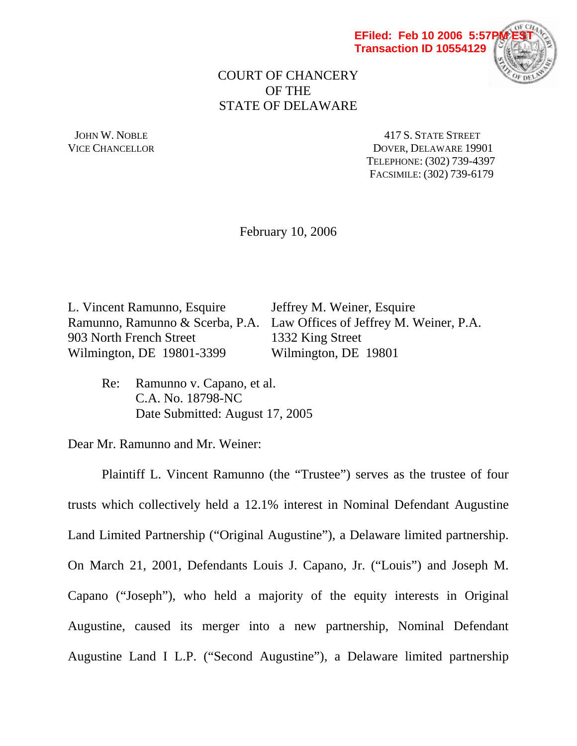EFiled: Feb 10 2006 5:57PM EST
Transaction ID 10554129

COURT OF CHANCERY
OF THE
STATE OF DELAWARE

JOHN W. NOBLE
VICE CHANCELLOR

417 S. STATE STREET
DOVER, DELAWARE 19901
TELEPHONE: (302) 739-4397
FACSIMILE: (302) 739-6179

February 10, 2006

L. Vincent Ramunno, Esquire
Ramunno, Ramunno & Scerba, P.A.
903 North French Street
Wilmington, DE 19801-3399

Jeffrey M. Weiner, Esquire
Law Offices of Jeffrey M. Weiner, P.A.
1332 King Street
Wilmington, DE 19801

Re: Ramunno v. Capano, et al.
C.A. No. 18798-NC
Date Submitted: August 17, 2005

Dear Mr. Ramunno and Mr. Weiner:

Plaintiff L. Vincent Ramunno (the "Trustee") serves as the trustee of four trusts which collectively held a 12.1% interest in Nominal Defendant Augustine Land Limited Partnership ("Original Augustine"), a Delaware limited partnership. On March 21, 2001, Defendants Louis J. Capano, Jr. ("Louis") and Joseph M. Capano ("Joseph"), who held a majority of the equity interests in Original Augustine, caused its merger into a new partnership, Nominal Defendant Augustine Land I L.P. ("Second Augustine"), a Delaware limited partnership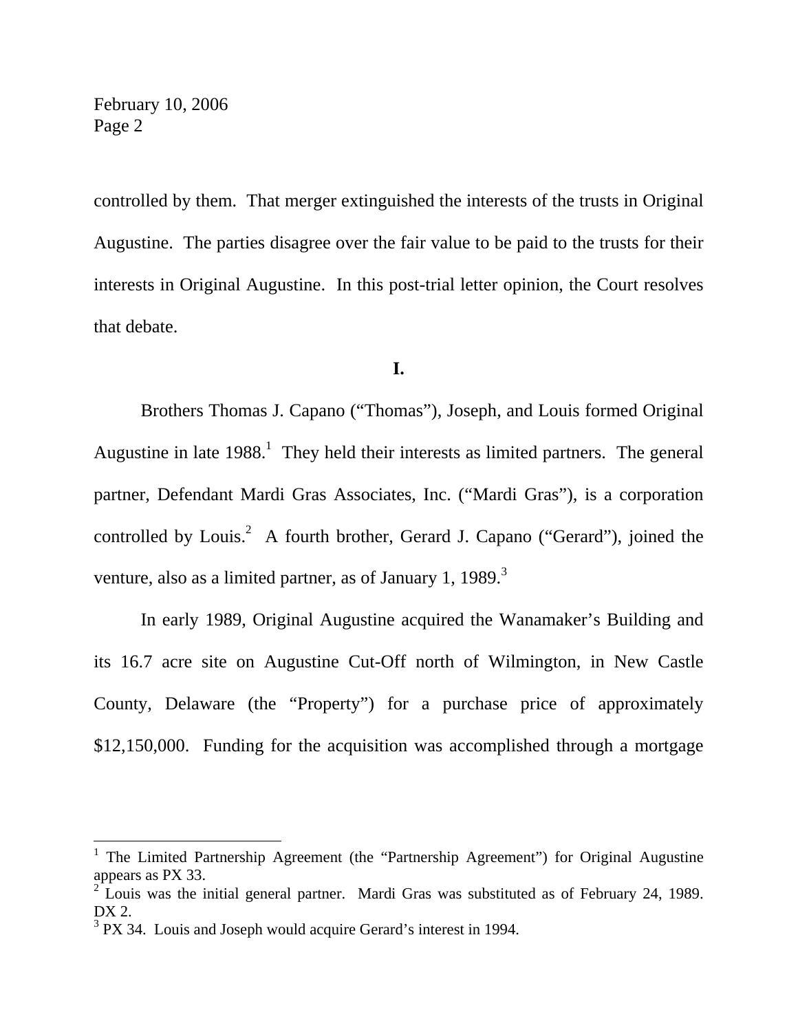controlled by them. That merger extinguished the interests of the trusts in Original Augustine. The parties disagree over the fair value to be paid to the trusts for their interests in Original Augustine. In this post-trial letter opinion, the Court resolves that debate.

**I.**

Brothers Thomas J. Capano ("Thomas"), Joseph, and Louis formed Original Augustine in late 1988.[1] They held their interests as limited partners. The general partner, Defendant Mardi Gras Associates, Inc. ("Mardi Gras"), is a corporation controlled by Louis.[2] A fourth brother, Gerard J. Capano ("Gerard"), joined the venture, also as a limited partner, as of January 1, 1989.[3]

In early 1989, Original Augustine acquired the Wanamaker's Building and its 16.7 acre site on Augustine Cut-Off north of Wilmington, in New Castle County, Delaware (the "Property") for a purchase price of approximately $12,150,000. Funding for the acquisition was accomplished through a mortgage

---

[1] The Limited Partnership Agreement (the "Partnership Agreement") for Original Augustine appears as PX 33.

[2] Louis was the initial general partner. Mardi Gras was substituted as of February 24, 1989. DX 2.

[3] PX 34. Louis and Joseph would acquire Gerard's interest in 1994.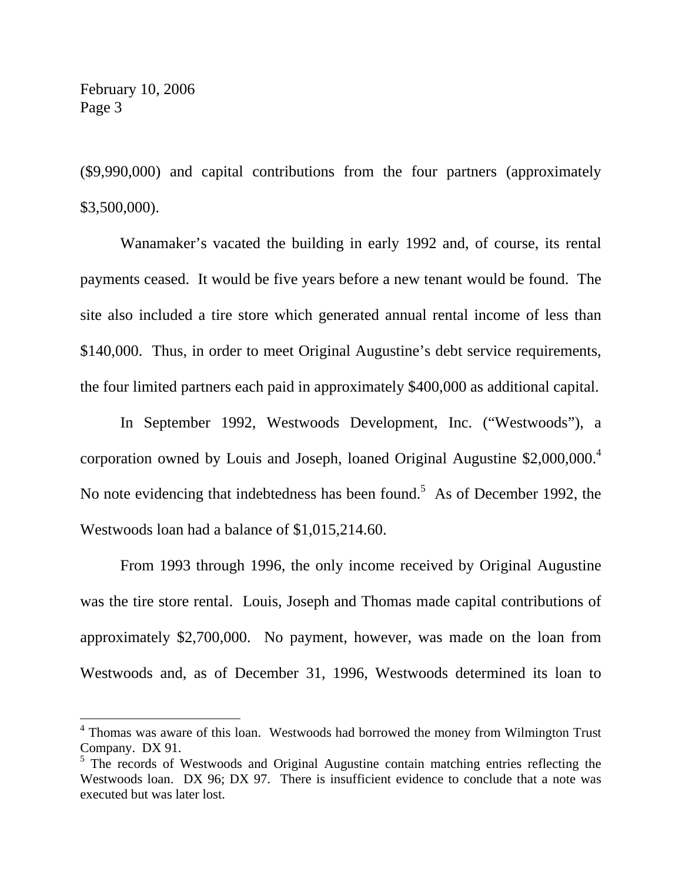($9,990,000) and capital contributions from the four partners (approximately $3,500,000).

Wanamaker's vacated the building in early 1992 and, of course, its rental payments ceased. It would be five years before a new tenant would be found. The site also included a tire store which generated annual rental income of less than $140,000. Thus, in order to meet Original Augustine's debt service requirements, the four limited partners each paid in approximately $400,000 as additional capital.

In September 1992, Westwoods Development, Inc. ("Westwoods"), a corporation owned by Louis and Joseph, loaned Original Augustine $2,000,000.[4] No note evidencing that indebtedness has been found.[5] As of December 1992, the Westwoods loan had a balance of $1,015,214.60.

From 1993 through 1996, the only income received by Original Augustine was the tire store rental. Louis, Joseph and Thomas made capital contributions of approximately $2,700,000. No payment, however, was made on the loan from Westwoods and, as of December 31, 1996, Westwoods determined its loan to

---

[4] Thomas was aware of this loan. Westwoods had borrowed the money from Wilmington Trust Company. DX 91.

[5] The records of Westwoods and Original Augustine contain matching entries reflecting the Westwoods loan. DX 96; DX 97. There is insufficient evidence to conclude that a note was executed but was later lost.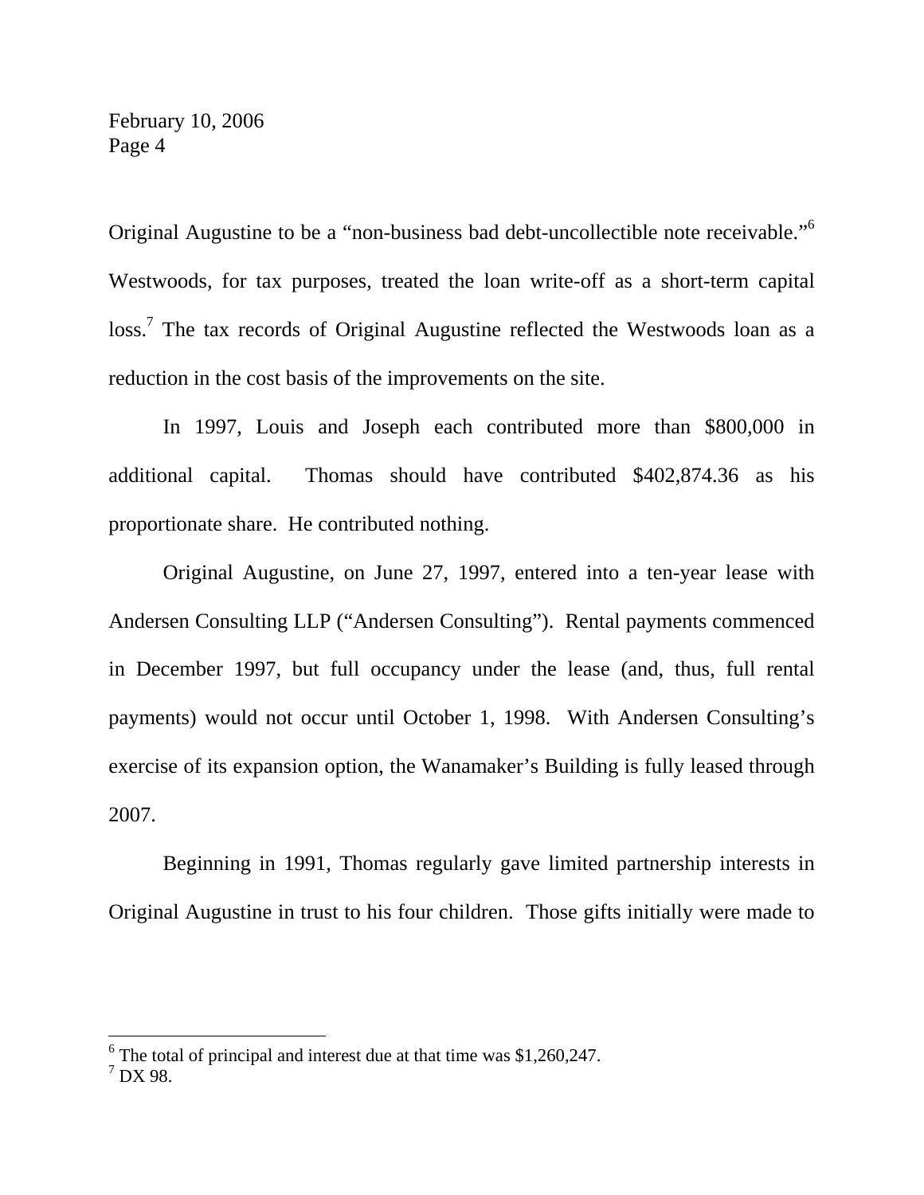Original Augustine to be a "non-business bad debt-uncollectible note receivable."[6] Westwoods, for tax purposes, treated the loan write-off as a short-term capital loss.[7] The tax records of Original Augustine reflected the Westwoods loan as a reduction in the cost basis of the improvements on the site.

In 1997, Louis and Joseph each contributed more than $800,000 in additional capital. Thomas should have contributed $402,874.36 as his proportionate share. He contributed nothing.

Original Augustine, on June 27, 1997, entered into a ten-year lease with Andersen Consulting LLP ("Andersen Consulting"). Rental payments commenced in December 1997, but full occupancy under the lease (and, thus, full rental payments) would not occur until October 1, 1998. With Andersen Consulting's exercise of its expansion option, the Wanamaker's Building is fully leased through 2007.

Beginning in 1991, Thomas regularly gave limited partnership interests in Original Augustine in trust to his four children. Those gifts initially were made to

---

[6] The total of principal and interest due at that time was $1,260,247.

[7] DX 98.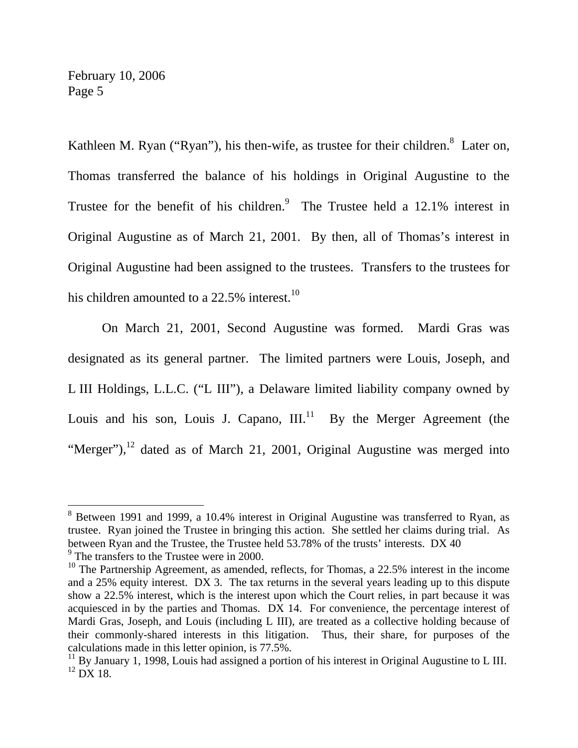Kathleen M. Ryan ("Ryan"), his then-wife, as trustee for their children.[8] Later on, Thomas transferred the balance of his holdings in Original Augustine to the Trustee for the benefit of his children.[9] The Trustee held a 12.1% interest in Original Augustine as of March 21, 2001. By then, all of Thomas's interest in Original Augustine had been assigned to the trustees. Transfers to the trustees for his children amounted to a 22.5% interest.[10]

On March 21, 2001, Second Augustine was formed. Mardi Gras was designated as its general partner. The limited partners were Louis, Joseph, and L III Holdings, L.L.C. ("L III"), a Delaware limited liability company owned by Louis and his son, Louis J. Capano, III.[11] By the Merger Agreement (the "Merger"),[12] dated as of March 21, 2001, Original Augustine was merged into

---

[8] Between 1991 and 1999, a 10.4% interest in Original Augustine was transferred to Ryan, as trustee. Ryan joined the Trustee in bringing this action. She settled her claims during trial. As between Ryan and the Trustee, the Trustee held 53.78% of the trusts' interests. DX 40

[9] The transfers to the Trustee were in 2000.

[10] The Partnership Agreement, as amended, reflects, for Thomas, a 22.5% interest in the income and a 25% equity interest. DX 3. The tax returns in the several years leading up to this dispute show a 22.5% interest, which is the interest upon which the Court relies, in part because it was acquiesced in by the parties and Thomas. DX 14. For convenience, the percentage interest of Mardi Gras, Joseph, and Louis (including L III), are treated as a collective holding because of their commonly-shared interests in this litigation. Thus, their share, for purposes of the calculations made in this letter opinion, is 77.5%.

[11] By January 1, 1998, Louis had assigned a portion of his interest in Original Augustine to L III.

[12] DX 18.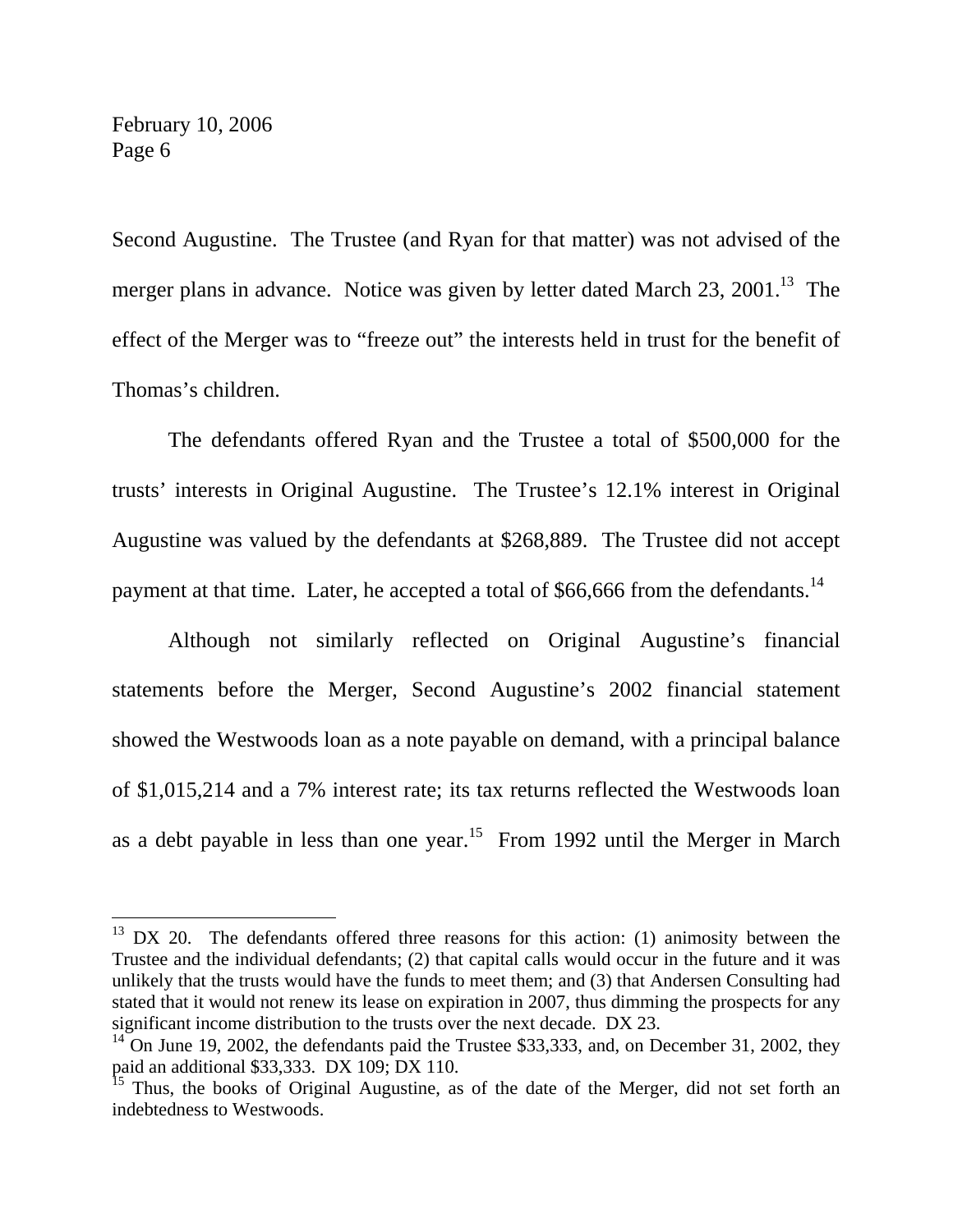Second Augustine. The Trustee (and Ryan for that matter) was not advised of the merger plans in advance. Notice was given by letter dated March 23, 2001.[13] The effect of the Merger was to "freeze out" the interests held in trust for the benefit of Thomas's children.

The defendants offered Ryan and the Trustee a total of $500,000 for the trusts' interests in Original Augustine. The Trustee's 12.1% interest in Original Augustine was valued by the defendants at $268,889. The Trustee did not accept payment at that time. Later, he accepted a total of $66,666 from the defendants.[14]

Although not similarly reflected on Original Augustine's financial statements before the Merger, Second Augustine's 2002 financial statement showed the Westwoods loan as a note payable on demand, with a principal balance of $1,015,214 and a 7% interest rate; its tax returns reflected the Westwoods loan as a debt payable in less than one year.[15] From 1992 until the Merger in March

---

[13] DX 20. The defendants offered three reasons for this action: (1) animosity between the Trustee and the individual defendants; (2) that capital calls would occur in the future and it was unlikely that the trusts would have the funds to meet them; and (3) that Andersen Consulting had stated that it would not renew its lease on expiration in 2007, thus dimming the prospects for any significant income distribution to the trusts over the next decade. DX 23.

[14] On June 19, 2002, the defendants paid the Trustee $33,333, and, on December 31, 2002, they paid an additional $33,333. DX 109; DX 110.

[15] Thus, the books of Original Augustine, as of the date of the Merger, did not set forth an indebtedness to Westwoods.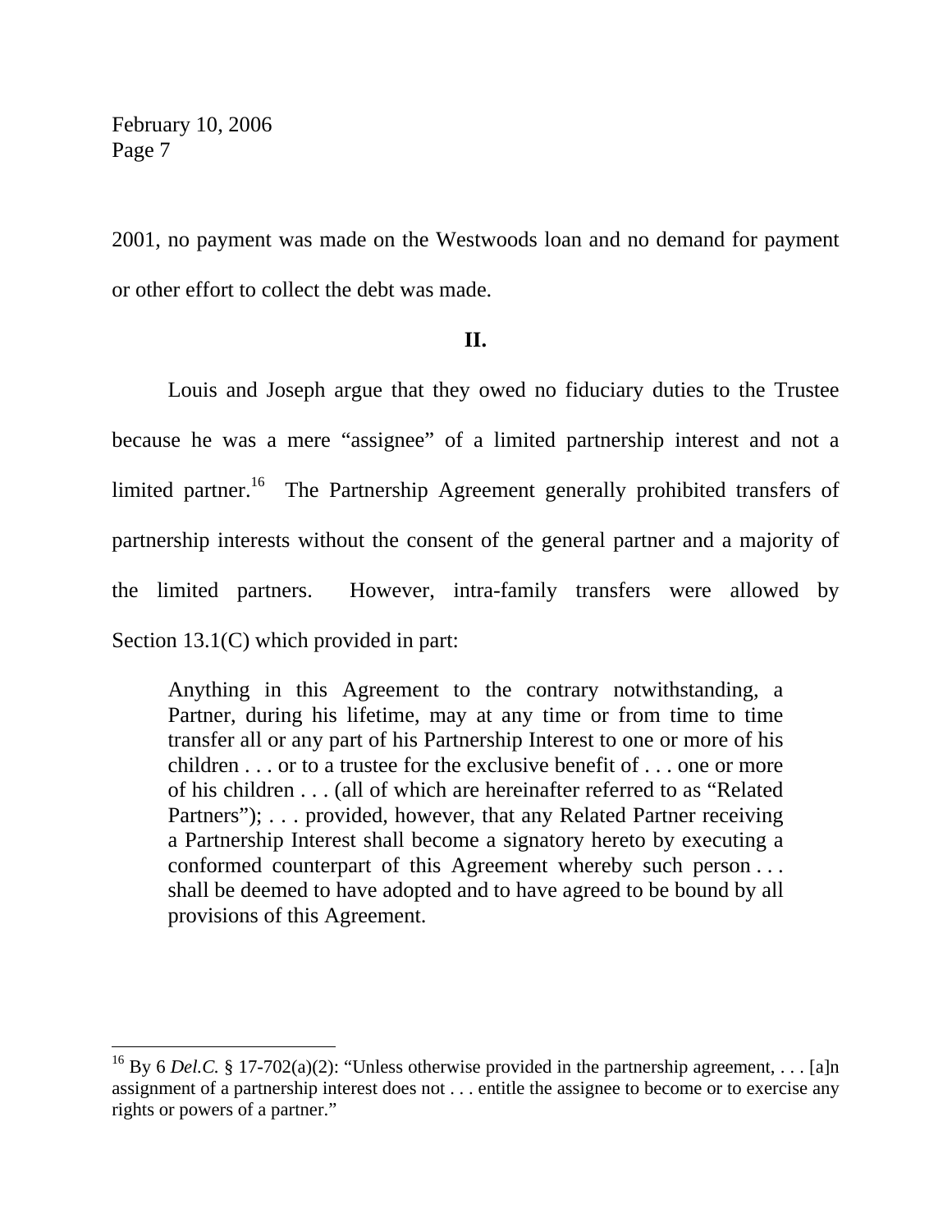2001, no payment was made on the Westwoods loan and no demand for payment or other effort to collect the debt was made.

## II.

Louis and Joseph argue that they owed no fiduciary duties to the Trustee because he was a mere "assignee" of a limited partnership interest and not a limited partner.[16] The Partnership Agreement generally prohibited transfers of partnership interests without the consent of the general partner and a majority of the limited partners. However, intra-family transfers were allowed by Section 13.1(C) which provided in part:

> Anything in this Agreement to the contrary notwithstanding, a Partner, during his lifetime, may at any time or from time to time transfer all or any part of his Partnership Interest to one or more of his children . . . or to a trustee for the exclusive benefit of . . . one or more of his children . . . (all of which are hereinafter referred to as "Related Partners"); . . . provided, however, that any Related Partner receiving a Partnership Interest shall become a signatory hereto by executing a conformed counterpart of this Agreement whereby such person . . . shall be deemed to have adopted and to have agreed to be bound by all provisions of this Agreement.

---

[16] By 6 *Del.C.* § 17-702(a)(2): "Unless otherwise provided in the partnership agreement, . . . [a]n assignment of a partnership interest does not . . . entitle the assignee to become or to exercise any rights or powers of a partner."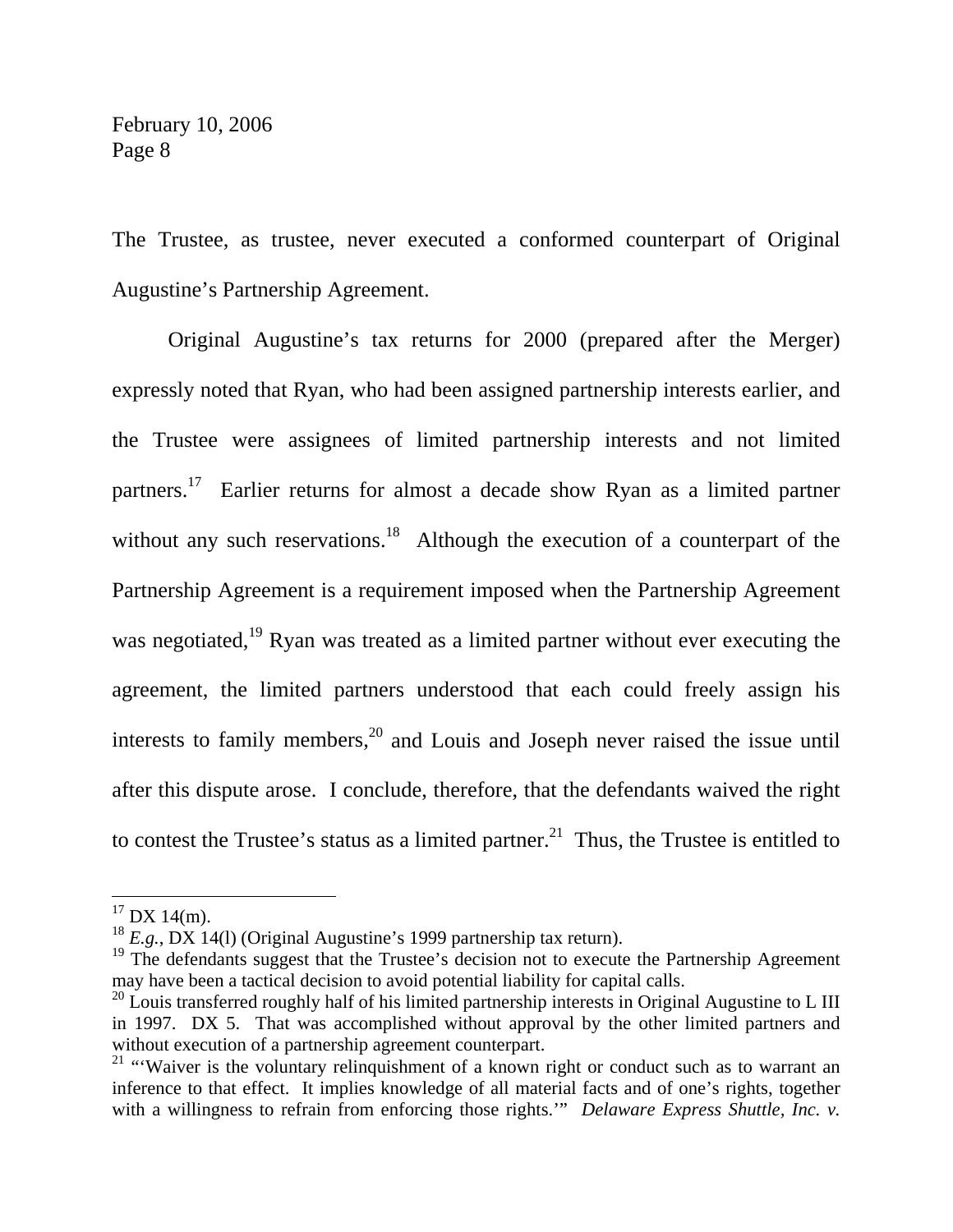The Trustee, as trustee, never executed a conformed counterpart of Original Augustine's Partnership Agreement.

Original Augustine's tax returns for 2000 (prepared after the Merger) expressly noted that Ryan, who had been assigned partnership interests earlier, and the Trustee were assignees of limited partnership interests and not limited partners.[17] Earlier returns for almost a decade show Ryan as a limited partner without any such reservations.[18] Although the execution of a counterpart of the Partnership Agreement is a requirement imposed when the Partnership Agreement was negotiated,[19] Ryan was treated as a limited partner without ever executing the agreement, the limited partners understood that each could freely assign his interests to family members,[20] and Louis and Joseph never raised the issue until after this dispute arose. I conclude, therefore, that the defendants waived the right to contest the Trustee's status as a limited partner.[21] Thus, the Trustee is entitled to

---

[17] DX 14(m).

[18] *E.g.*, DX 14(l) (Original Augustine's 1999 partnership tax return).

[19] The defendants suggest that the Trustee's decision not to execute the Partnership Agreement may have been a tactical decision to avoid potential liability for capital calls.

[20] Louis transferred roughly half of his limited partnership interests in Original Augustine to L III in 1997. DX 5. That was accomplished without approval by the other limited partners and without execution of a partnership agreement counterpart.

[21] "'Waiver is the voluntary relinquishment of a known right or conduct such as to warrant an inference to that effect. It implies knowledge of all material facts and of one's rights, together with a willingness to refrain from enforcing those rights.'" *Delaware Express Shuttle, Inc. v.*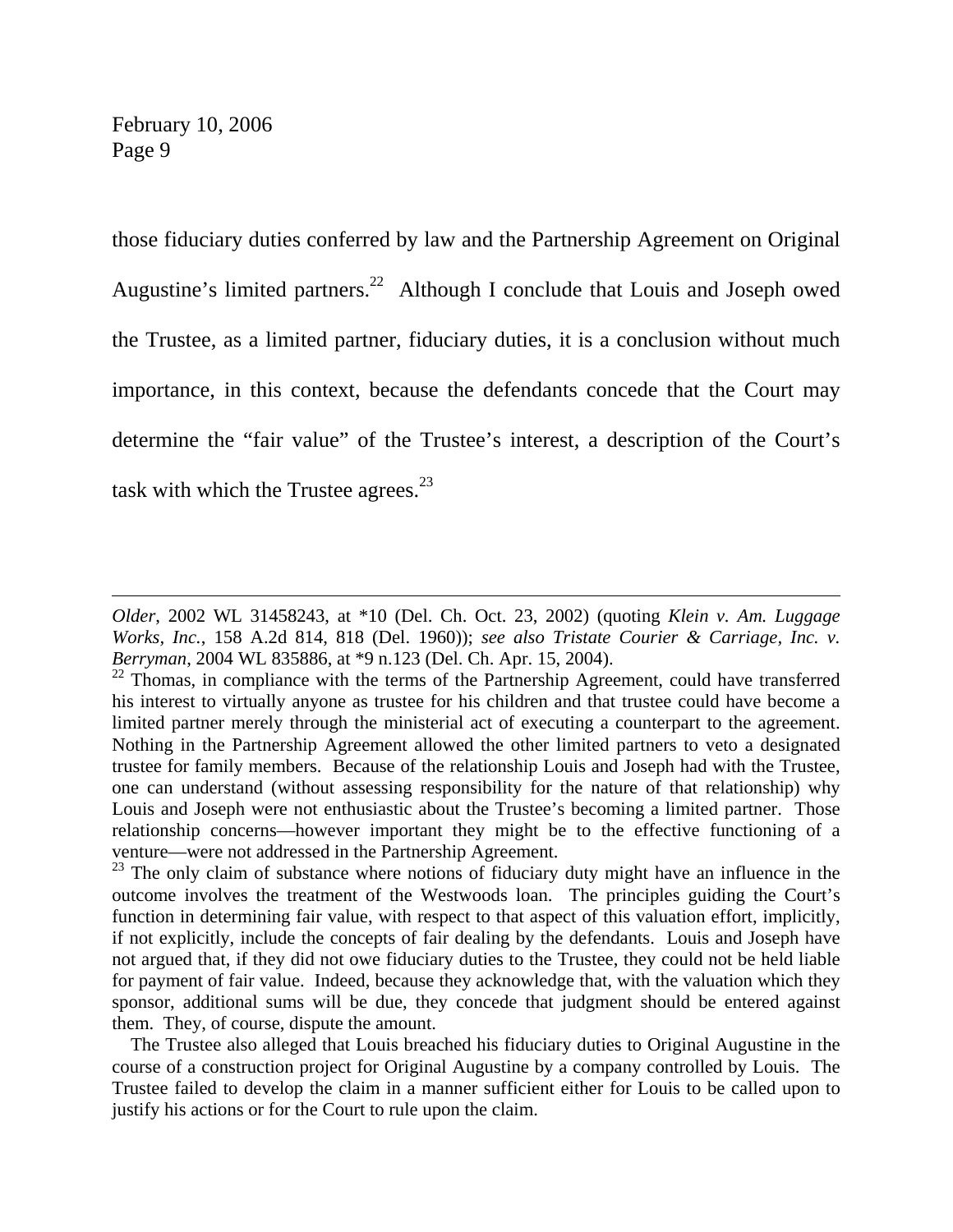those fiduciary duties conferred by law and the Partnership Agreement on Original Augustine's limited partners.[22] Although I conclude that Louis and Joseph owed the Trustee, as a limited partner, fiduciary duties, it is a conclusion without much importance, in this context, because the defendants concede that the Court may determine the "fair value" of the Trustee's interest, a description of the Court's task with which the Trustee agrees.[23]

---

*Older*, 2002 WL 31458243, at *10 (Del. Ch. Oct. 23, 2002) (quoting *Klein v. Am. Luggage Works, Inc.*, 158 A.2d 814, 818 (Del. 1960)); *see also Tristate Courier & Carriage, Inc. v. Berryman*, 2004 WL 835886, at *9 n.123 (Del. Ch. Apr. 15, 2004).

[22] Thomas, in compliance with the terms of the Partnership Agreement, could have transferred his interest to virtually anyone as trustee for his children and that trustee could have become a limited partner merely through the ministerial act of executing a counterpart to the agreement. Nothing in the Partnership Agreement allowed the other limited partners to veto a designated trustee for family members. Because of the relationship Louis and Joseph had with the Trustee, one can understand (without assessing responsibility for the nature of that relationship) why Louis and Joseph were not enthusiastic about the Trustee's becoming a limited partner. Those relationship concerns—however important they might be to the effective functioning of a venture—were not addressed in the Partnership Agreement.

[23] The only claim of substance where notions of fiduciary duty might have an influence in the outcome involves the treatment of the Westwoods loan. The principles guiding the Court's function in determining fair value, with respect to that aspect of this valuation effort, implicitly, if not explicitly, include the concepts of fair dealing by the defendants. Louis and Joseph have not argued that, if they did not owe fiduciary duties to the Trustee, they could not be held liable for payment of fair value. Indeed, because they acknowledge that, with the valuation which they sponsor, additional sums will be due, they concede that judgment should be entered against them. They, of course, dispute the amount.

The Trustee also alleged that Louis breached his fiduciary duties to Original Augustine in the course of a construction project for Original Augustine by a company controlled by Louis. The Trustee failed to develop the claim in a manner sufficient either for Louis to be called upon to justify his actions or for the Court to rule upon the claim.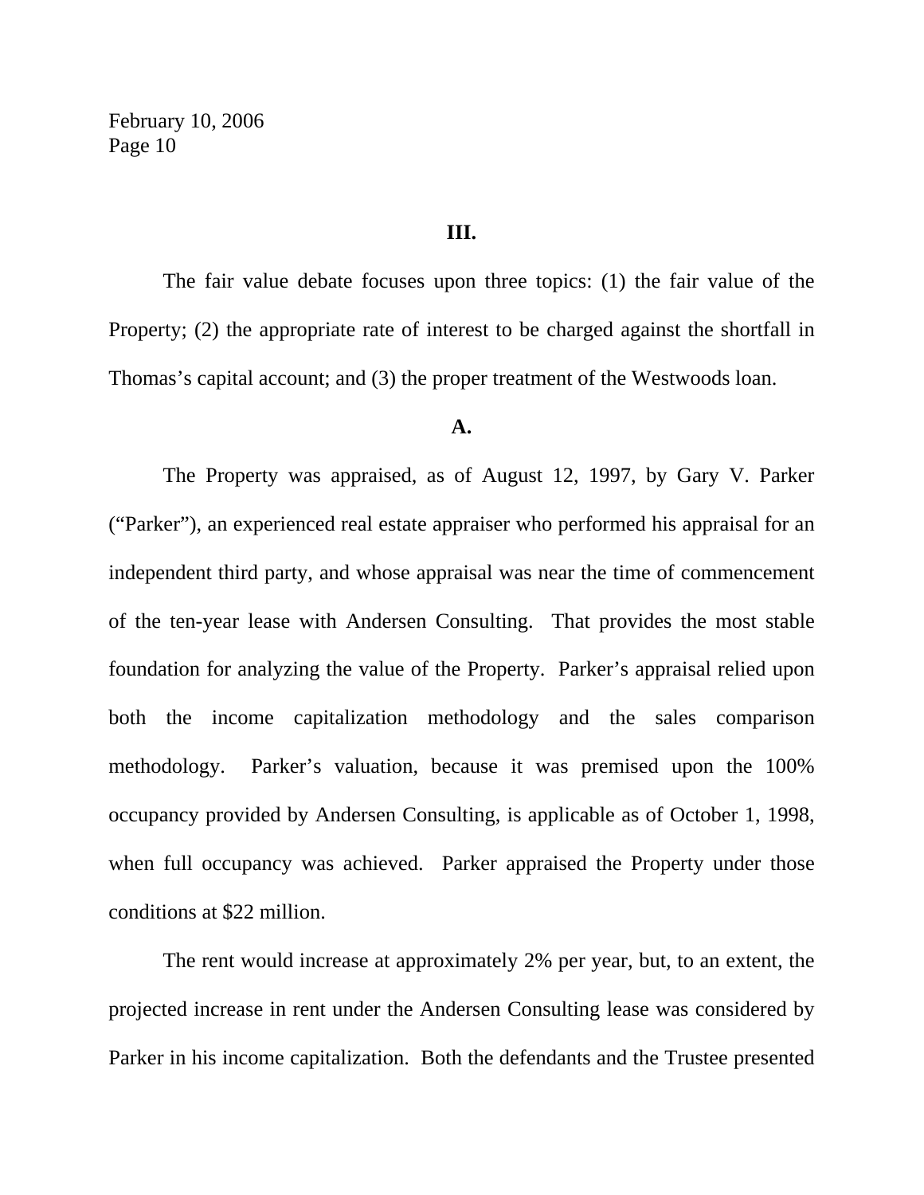**III.**

The fair value debate focuses upon three topics: (1) the fair value of the Property; (2) the appropriate rate of interest to be charged against the shortfall in Thomas's capital account; and (3) the proper treatment of the Westwoods loan.

**A.**

The Property was appraised, as of August 12, 1997, by Gary V. Parker ("Parker"), an experienced real estate appraiser who performed his appraisal for an independent third party, and whose appraisal was near the time of commencement of the ten-year lease with Andersen Consulting. That provides the most stable foundation for analyzing the value of the Property. Parker's appraisal relied upon both the income capitalization methodology and the sales comparison methodology. Parker's valuation, because it was premised upon the 100% occupancy provided by Andersen Consulting, is applicable as of October 1, 1998, when full occupancy was achieved. Parker appraised the Property under those conditions at $22 million.

The rent would increase at approximately 2% per year, but, to an extent, the projected increase in rent under the Andersen Consulting lease was considered by Parker in his income capitalization. Both the defendants and the Trustee presented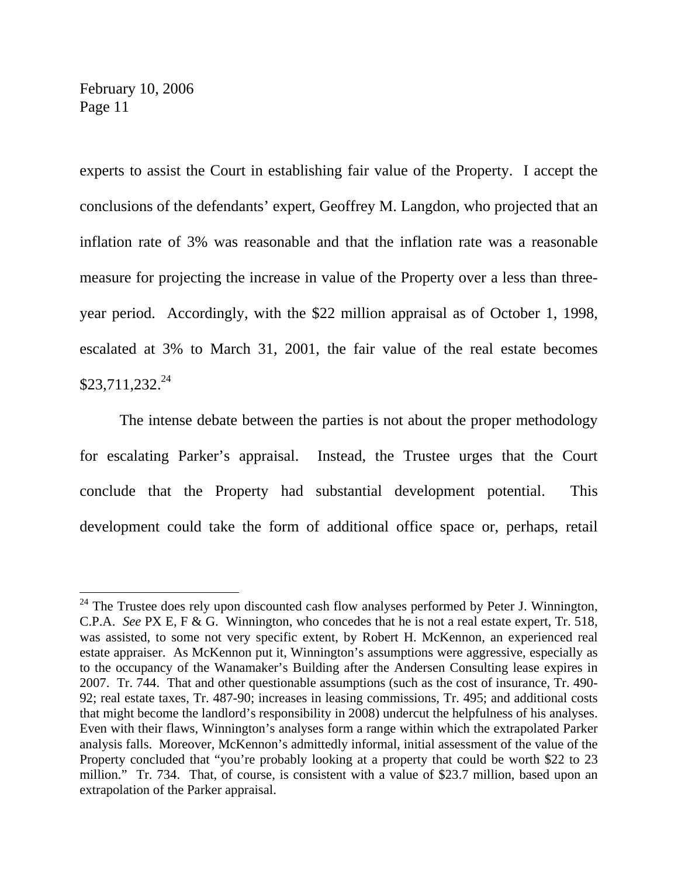experts to assist the Court in establishing fair value of the Property. I accept the conclusions of the defendants' expert, Geoffrey M. Langdon, who projected that an inflation rate of 3% was reasonable and that the inflation rate was a reasonable measure for projecting the increase in value of the Property over a less than three-year period. Accordingly, with the $22 million appraisal as of October 1, 1998, escalated at 3% to March 31, 2001, the fair value of the real estate becomes $23,711,232.[24]

The intense debate between the parties is not about the proper methodology for escalating Parker's appraisal. Instead, the Trustee urges that the Court conclude that the Property had substantial development potential. This development could take the form of additional office space or, perhaps, retail

---

[24] The Trustee does rely upon discounted cash flow analyses performed by Peter J. Winnington, C.P.A. *See* PX E, F & G. Winnington, who concedes that he is not a real estate expert, Tr. 518, was assisted, to some not very specific extent, by Robert H. McKennon, an experienced real estate appraiser. As McKennon put it, Winnington's assumptions were aggressive, especially as to the occupancy of the Wanamaker's Building after the Andersen Consulting lease expires in 2007. Tr. 744. That and other questionable assumptions (such as the cost of insurance, Tr. 490-92; real estate taxes, Tr. 487-90; increases in leasing commissions, Tr. 495; and additional costs that might become the landlord's responsibility in 2008) undercut the helpfulness of his analyses. Even with their flaws, Winnington's analyses form a range within which the extrapolated Parker analysis falls. Moreover, McKennon's admittedly informal, initial assessment of the value of the Property concluded that "you're probably looking at a property that could be worth $22 to 23 million." Tr. 734. That, of course, is consistent with a value of $23.7 million, based upon an extrapolation of the Parker appraisal.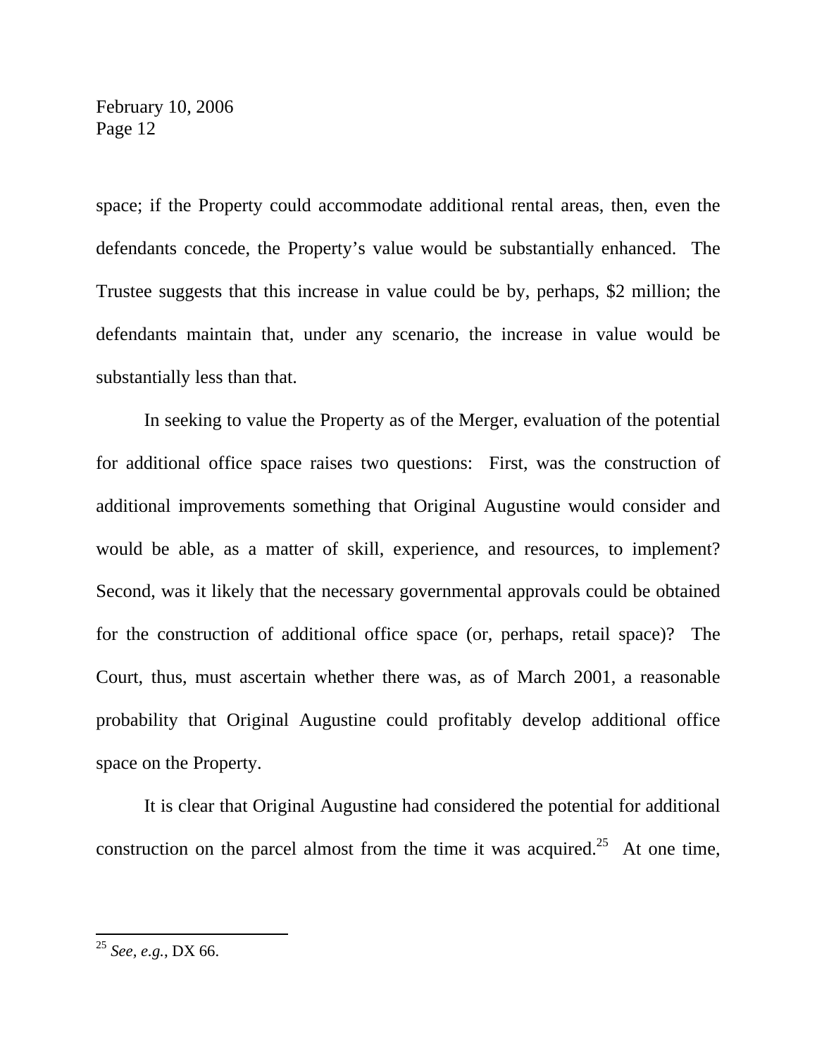space; if the Property could accommodate additional rental areas, then, even the defendants concede, the Property's value would be substantially enhanced. The Trustee suggests that this increase in value could be by, perhaps, $2 million; the defendants maintain that, under any scenario, the increase in value would be substantially less than that.

In seeking to value the Property as of the Merger, evaluation of the potential for additional office space raises two questions: First, was the construction of additional improvements something that Original Augustine would consider and would be able, as a matter of skill, experience, and resources, to implement? Second, was it likely that the necessary governmental approvals could be obtained for the construction of additional office space (or, perhaps, retail space)? The Court, thus, must ascertain whether there was, as of March 2001, a reasonable probability that Original Augustine could profitably develop additional office space on the Property.

It is clear that Original Augustine had considered the potential for additional construction on the parcel almost from the time it was acquired.[25] At one time,

---

[25] *See, e.g.*, DX 66.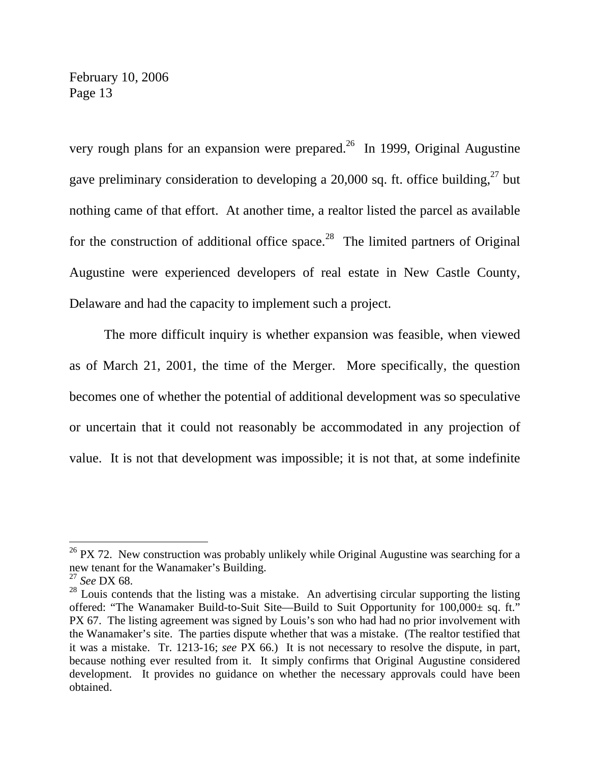very rough plans for an expansion were prepared.[26] In 1999, Original Augustine gave preliminary consideration to developing a 20,000 sq. ft. office building,[27] but nothing came of that effort. At another time, a realtor listed the parcel as available for the construction of additional office space.[28] The limited partners of Original Augustine were experienced developers of real estate in New Castle County, Delaware and had the capacity to implement such a project.

The more difficult inquiry is whether expansion was feasible, when viewed as of March 21, 2001, the time of the Merger. More specifically, the question becomes one of whether the potential of additional development was so speculative or uncertain that it could not reasonably be accommodated in any projection of value. It is not that development was impossible; it is not that, at some indefinite

---

[26] PX 72. New construction was probably unlikely while Original Augustine was searching for a new tenant for the Wanamaker's Building.

[27] *See* DX 68.

[28] Louis contends that the listing was a mistake. An advertising circular supporting the listing offered: "The Wanamaker Build-to-Suit Site—Build to Suit Opportunity for 100,000± sq. ft." PX 67. The listing agreement was signed by Louis's son who had had no prior involvement with the Wanamaker's site. The parties dispute whether that was a mistake. (The realtor testified that it was a mistake. Tr. 1213-16; *see* PX 66.) It is not necessary to resolve the dispute, in part, because nothing ever resulted from it. It simply confirms that Original Augustine considered development. It provides no guidance on whether the necessary approvals could have been obtained.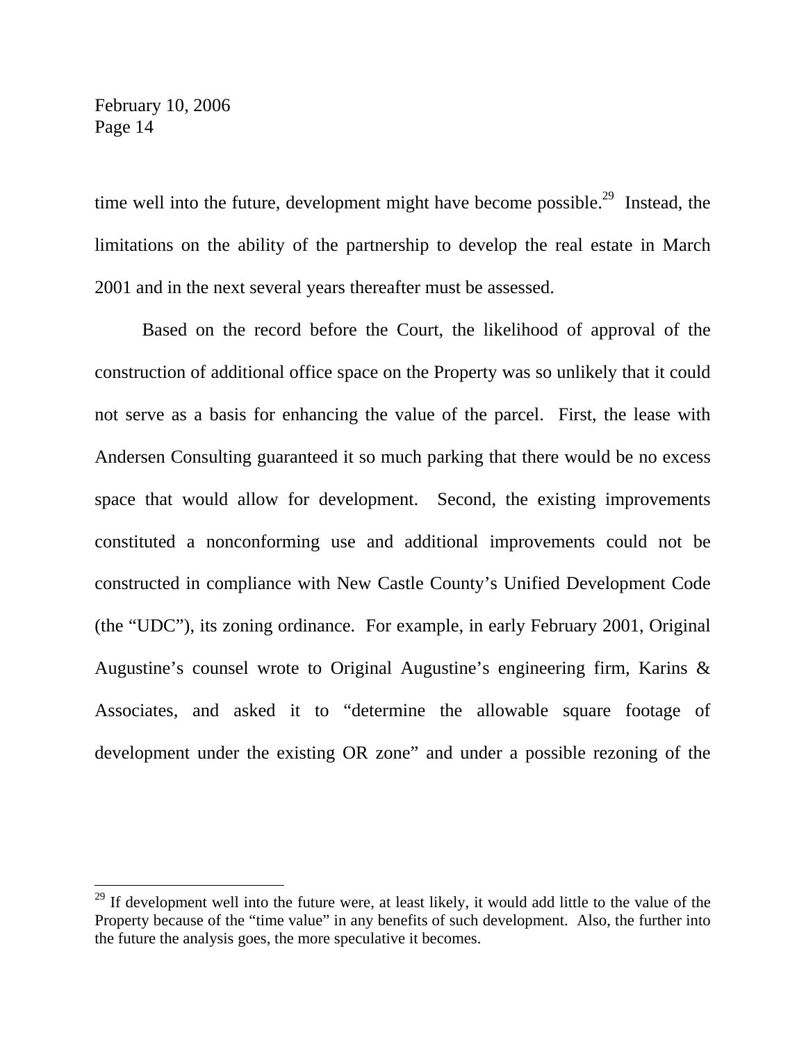time well into the future, development might have become possible.[29] Instead, the limitations on the ability of the partnership to develop the real estate in March 2001 and in the next several years thereafter must be assessed.

Based on the record before the Court, the likelihood of approval of the construction of additional office space on the Property was so unlikely that it could not serve as a basis for enhancing the value of the parcel. First, the lease with Andersen Consulting guaranteed it so much parking that there would be no excess space that would allow for development. Second, the existing improvements constituted a nonconforming use and additional improvements could not be constructed in compliance with New Castle County's Unified Development Code (the "UDC"), its zoning ordinance. For example, in early February 2001, Original Augustine's counsel wrote to Original Augustine's engineering firm, Karins & Associates, and asked it to "determine the allowable square footage of development under the existing OR zone" and under a possible rezoning of the

---

[29] If development well into the future were, at least likely, it would add little to the value of the Property because of the "time value" in any benefits of such development. Also, the further into the future the analysis goes, the more speculative it becomes.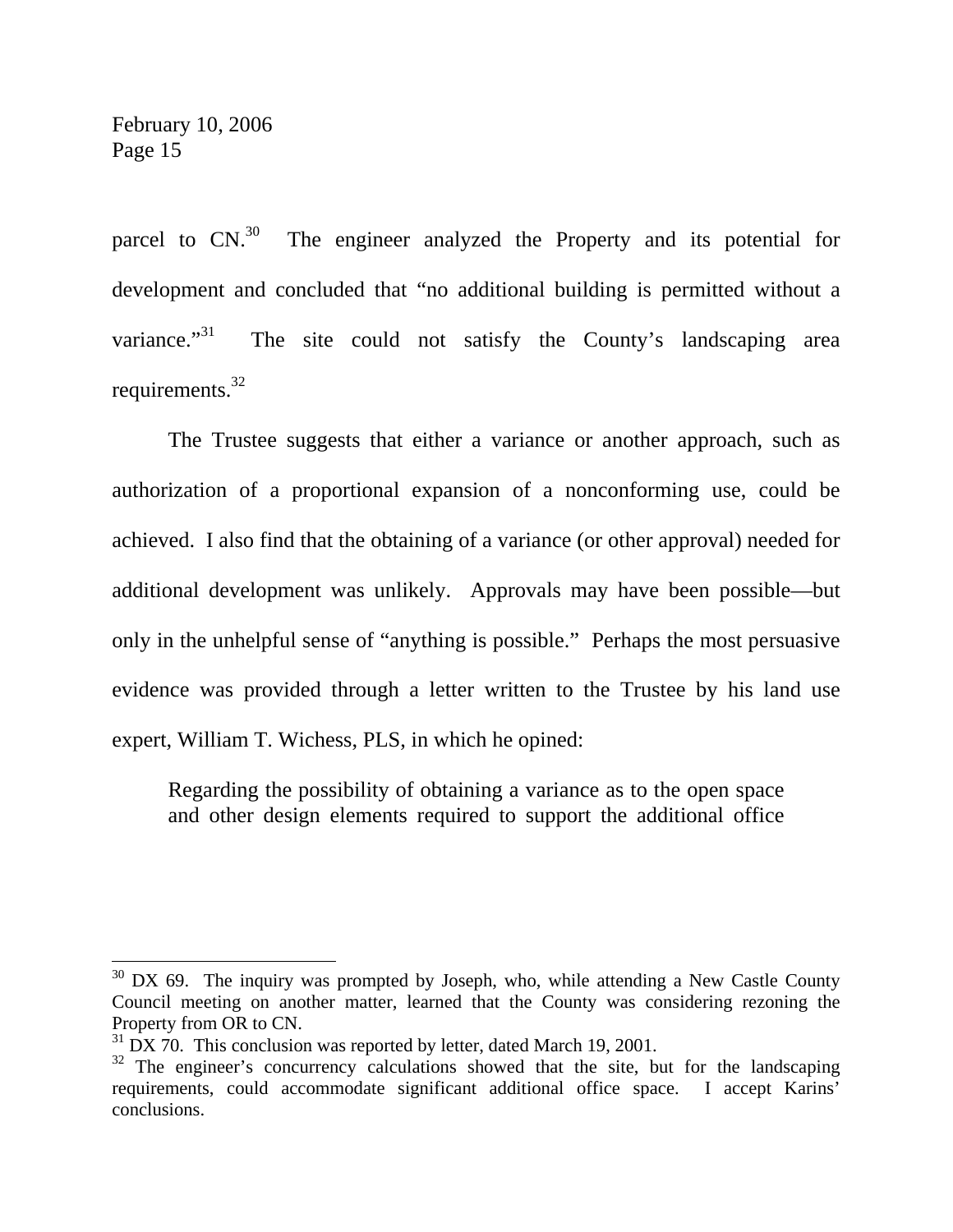parcel to CN.[30] The engineer analyzed the Property and its potential for development and concluded that "no additional building is permitted without a variance."[31] The site could not satisfy the County's landscaping area requirements.[32]

The Trustee suggests that either a variance or another approach, such as authorization of a proportional expansion of a nonconforming use, could be achieved. I also find that the obtaining of a variance (or other approval) needed for additional development was unlikely. Approvals may have been possible—but only in the unhelpful sense of "anything is possible." Perhaps the most persuasive evidence was provided through a letter written to the Trustee by his land use expert, William T. Wichess, PLS, in which he opined:

> Regarding the possibility of obtaining a variance as to the open space and other design elements required to support the additional office

---

[30] DX 69. The inquiry was prompted by Joseph, who, while attending a New Castle County Council meeting on another matter, learned that the County was considering rezoning the Property from OR to CN.

[31] DX 70. This conclusion was reported by letter, dated March 19, 2001.

[32] The engineer's concurrency calculations showed that the site, but for the landscaping requirements, could accommodate significant additional office space. I accept Karins' conclusions.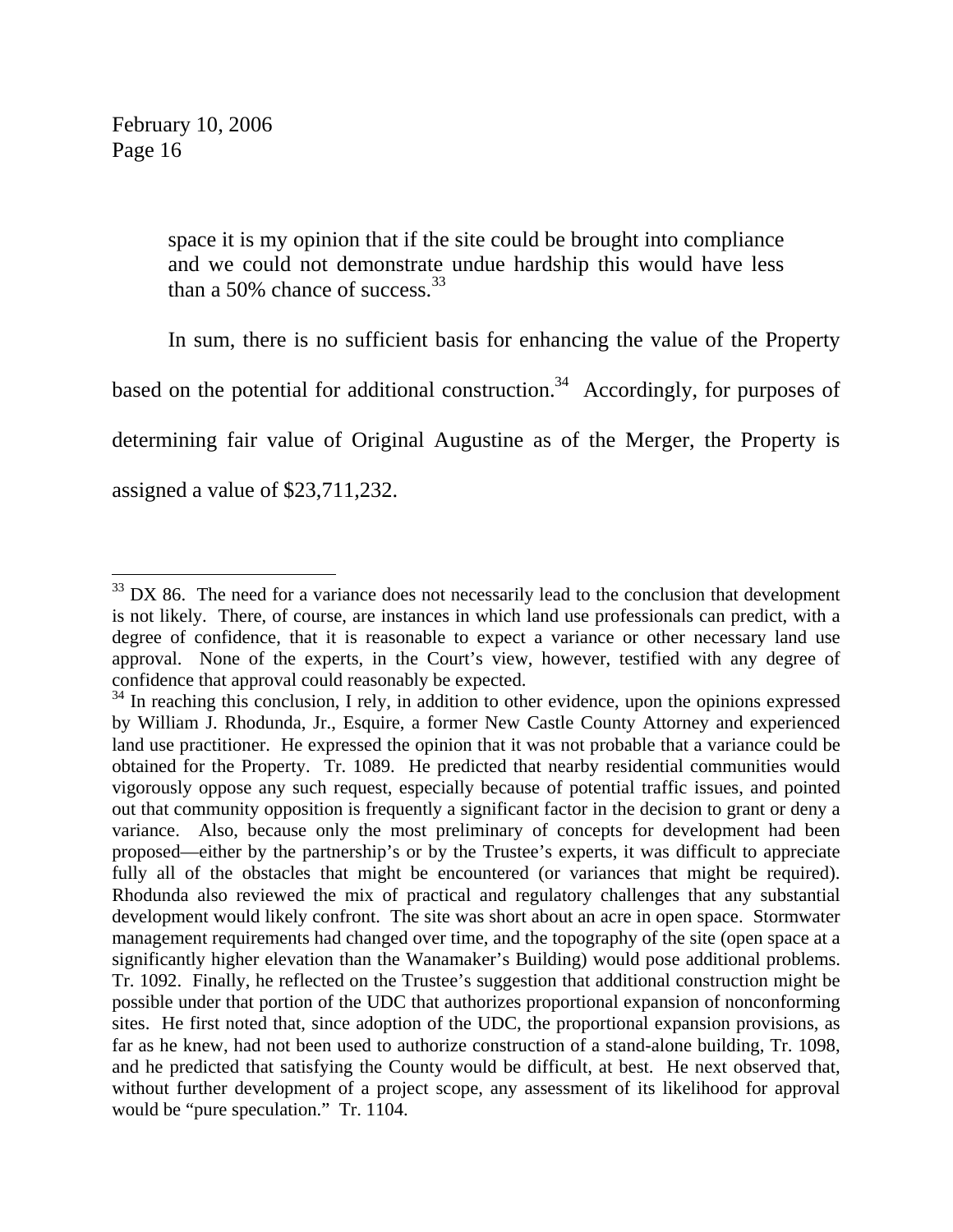> space it is my opinion that if the site could be brought into compliance and we could not demonstrate undue hardship this would have less than a 50% chance of success.[33]

In sum, there is no sufficient basis for enhancing the value of the Property based on the potential for additional construction.[34] Accordingly, for purposes of determining fair value of Original Augustine as of the Merger, the Property is assigned a value of $23,711,232.

---

[33] DX 86. The need for a variance does not necessarily lead to the conclusion that development is not likely. There, of course, are instances in which land use professionals can predict, with a degree of confidence, that it is reasonable to expect a variance or other necessary land use approval. None of the experts, in the Court's view, however, testified with any degree of confidence that approval could reasonably be expected.

[34] In reaching this conclusion, I rely, in addition to other evidence, upon the opinions expressed by William J. Rhodunda, Jr., Esquire, a former New Castle County Attorney and experienced land use practitioner. He expressed the opinion that it was not probable that a variance could be obtained for the Property. Tr. 1089. He predicted that nearby residential communities would vigorously oppose any such request, especially because of potential traffic issues, and pointed out that community opposition is frequently a significant factor in the decision to grant or deny a variance. Also, because only the most preliminary of concepts for development had been proposed—either by the partnership's or by the Trustee's experts, it was difficult to appreciate fully all of the obstacles that might be encountered (or variances that might be required). Rhodunda also reviewed the mix of practical and regulatory challenges that any substantial development would likely confront. The site was short about an acre in open space. Stormwater management requirements had changed over time, and the topography of the site (open space at a significantly higher elevation than the Wanamaker's Building) would pose additional problems. Tr. 1092. Finally, he reflected on the Trustee's suggestion that additional construction might be possible under that portion of the UDC that authorizes proportional expansion of nonconforming sites. He first noted that, since adoption of the UDC, the proportional expansion provisions, as far as he knew, had not been used to authorize construction of a stand-alone building, Tr. 1098, and he predicted that satisfying the County would be difficult, at best. He next observed that, without further development of a project scope, any assessment of its likelihood for approval would be "pure speculation." Tr. 1104.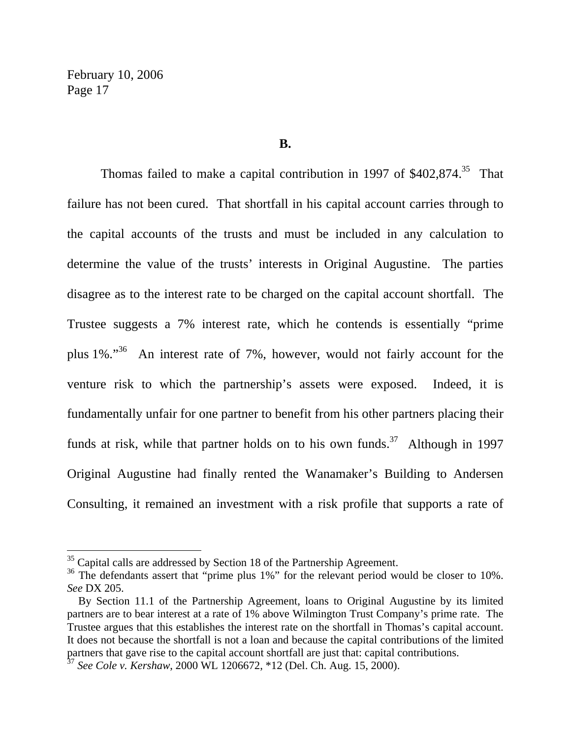**B.**

Thomas failed to make a capital contribution in 1997 of $402,874.[35] That failure has not been cured. That shortfall in his capital account carries through to the capital accounts of the trusts and must be included in any calculation to determine the value of the trusts' interests in Original Augustine. The parties disagree as to the interest rate to be charged on the capital account shortfall. The Trustee suggests a 7% interest rate, which he contends is essentially "prime plus 1%."[36] An interest rate of 7%, however, would not fairly account for the venture risk to which the partnership's assets were exposed. Indeed, it is fundamentally unfair for one partner to benefit from his other partners placing their funds at risk, while that partner holds on to his own funds.[37] Although in 1997 Original Augustine had finally rented the Wanamaker's Building to Andersen Consulting, it remained an investment with a risk profile that supports a rate of

---

[35] Capital calls are addressed by Section 18 of the Partnership Agreement.

[36] The defendants assert that "prime plus 1%" for the relevant period would be closer to 10%. *See* DX 205.

By Section 11.1 of the Partnership Agreement, loans to Original Augustine by its limited partners are to bear interest at a rate of 1% above Wilmington Trust Company's prime rate. The Trustee argues that this establishes the interest rate on the shortfall in Thomas's capital account. It does not because the shortfall is not a loan and because the capital contributions of the limited partners that gave rise to the capital account shortfall are just that: capital contributions.

[37] *See Cole v. Kershaw*, 2000 WL 1206672, *12 (Del. Ch. Aug. 15, 2000).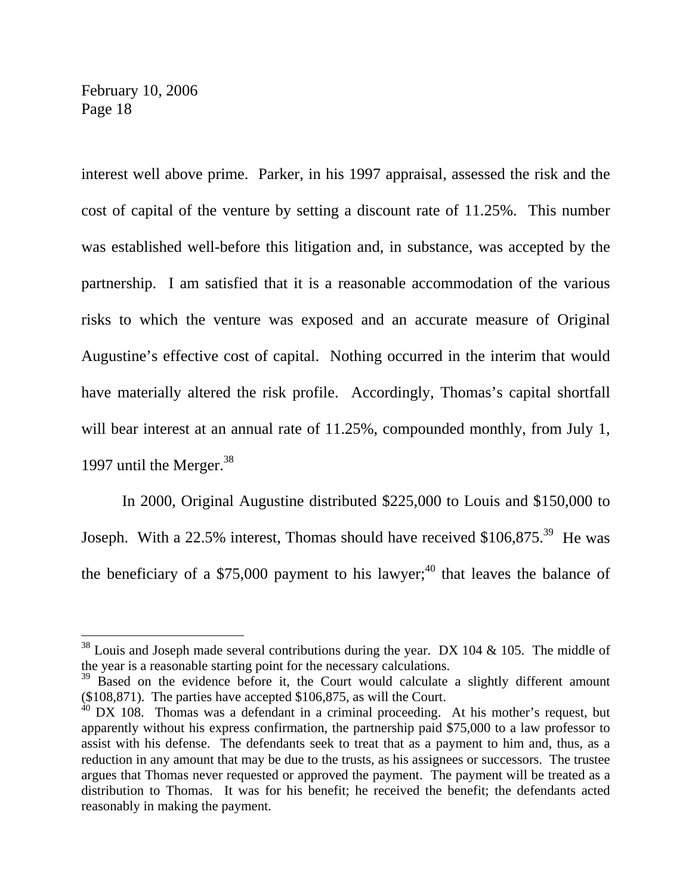interest well above prime. Parker, in his 1997 appraisal, assessed the risk and the cost of capital of the venture by setting a discount rate of 11.25%. This number was established well-before this litigation and, in substance, was accepted by the partnership. I am satisfied that it is a reasonable accommodation of the various risks to which the venture was exposed and an accurate measure of Original Augustine's effective cost of capital. Nothing occurred in the interim that would have materially altered the risk profile. Accordingly, Thomas's capital shortfall will bear interest at an annual rate of 11.25%, compounded monthly, from July 1, 1997 until the Merger.[38]

In 2000, Original Augustine distributed $225,000 to Louis and $150,000 to Joseph. With a 22.5% interest, Thomas should have received $106,875.[39] He was the beneficiary of a $75,000 payment to his lawyer;[40] that leaves the balance of

---

[38] Louis and Joseph made several contributions during the year. DX 104 & 105. The middle of the year is a reasonable starting point for the necessary calculations.

[39] Based on the evidence before it, the Court would calculate a slightly different amount ($108,871). The parties have accepted $106,875, as will the Court.

[40] DX 108. Thomas was a defendant in a criminal proceeding. At his mother's request, but apparently without his express confirmation, the partnership paid $75,000 to a law professor to assist with his defense. The defendants seek to treat that as a payment to him and, thus, as a reduction in any amount that may be due to the trusts, as his assignees or successors. The trustee argues that Thomas never requested or approved the payment. The payment will be treated as a distribution to Thomas. It was for his benefit; he received the benefit; the defendants acted reasonably in making the payment.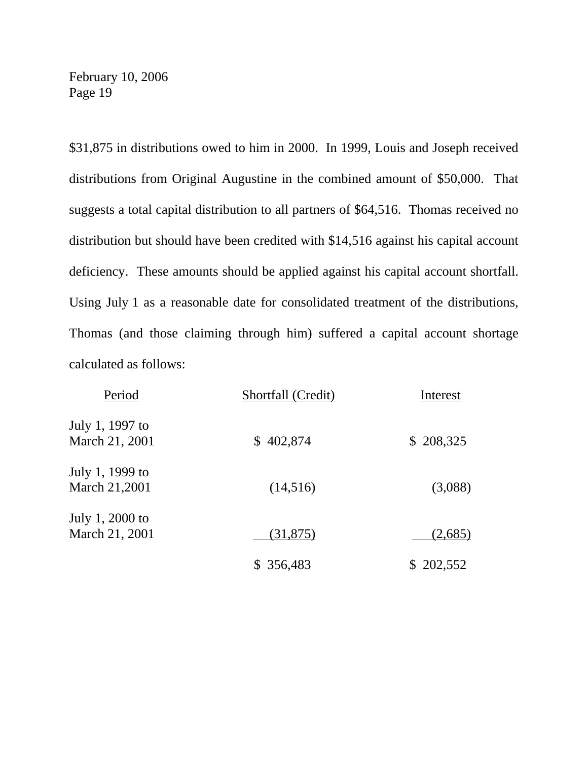$31,875 in distributions owed to him in 2000. In 1999, Louis and Joseph received distributions from Original Augustine in the combined amount of $50,000. That suggests a total capital distribution to all partners of $64,516. Thomas received no distribution but should have been credited with $14,516 against his capital account deficiency. These amounts should be applied against his capital account shortfall. Using July 1 as a reasonable date for consolidated treatment of the distributions, Thomas (and those claiming through him) suffered a capital account shortage calculated as follows:

| Period | Shortfall (Credit) | Interest |
|---|---|---|
| July 1, 1997 to March 21, 2001 | $ 402,874 | $ 208,325 |
| July 1, 1999 to March 21,2001 | (14,516) | (3,088) |
| July 1, 2000 to March 21, 2001 | (31,875) | (2,685) |
| | $ 356,483 | $ 202,552 |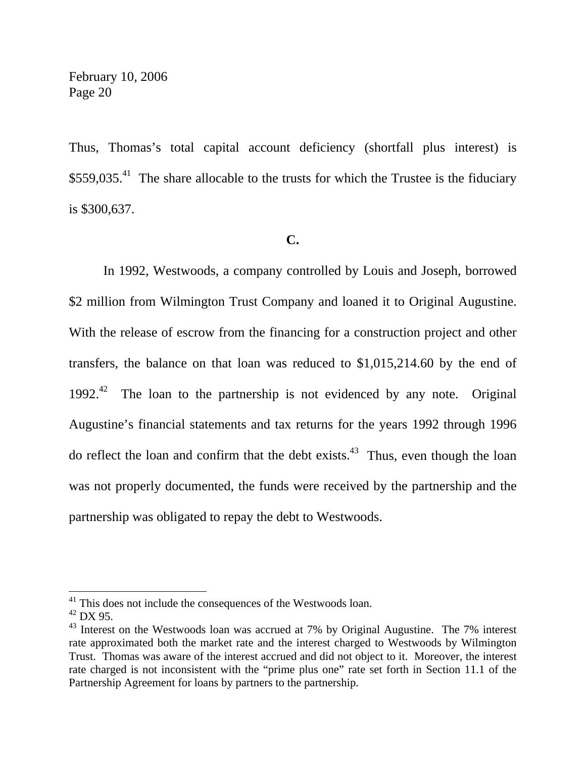Thus, Thomas's total capital account deficiency (shortfall plus interest) is $559,035.[41] The share allocable to the trusts for which the Trustee is the fiduciary is $300,637.

**C.**

In 1992, Westwoods, a company controlled by Louis and Joseph, borrowed $2 million from Wilmington Trust Company and loaned it to Original Augustine. With the release of escrow from the financing for a construction project and other transfers, the balance on that loan was reduced to $1,015,214.60 by the end of 1992.[42] The loan to the partnership is not evidenced by any note. Original Augustine's financial statements and tax returns for the years 1992 through 1996 do reflect the loan and confirm that the debt exists.[43] Thus, even though the loan was not properly documented, the funds were received by the partnership and the partnership was obligated to repay the debt to Westwoods.

---

[41] This does not include the consequences of the Westwoods loan.

[42] DX 95.

[43] Interest on the Westwoods loan was accrued at 7% by Original Augustine. The 7% interest rate approximated both the market rate and the interest charged to Westwoods by Wilmington Trust. Thomas was aware of the interest accrued and did not object to it. Moreover, the interest rate charged is not inconsistent with the "prime plus one" rate set forth in Section 11.1 of the Partnership Agreement for loans by partners to the partnership.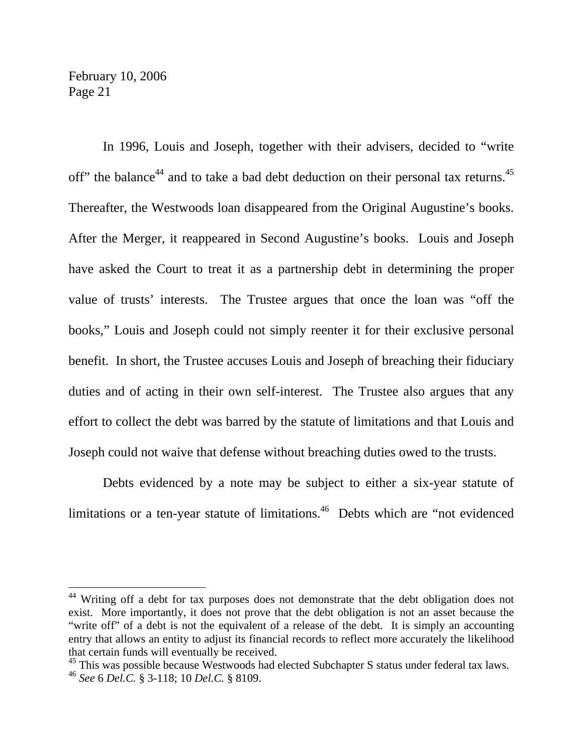In 1996, Louis and Joseph, together with their advisers, decided to "write off" the balance[44] and to take a bad debt deduction on their personal tax returns.[45] Thereafter, the Westwoods loan disappeared from the Original Augustine's books. After the Merger, it reappeared in Second Augustine's books. Louis and Joseph have asked the Court to treat it as a partnership debt in determining the proper value of trusts' interests. The Trustee argues that once the loan was "off the books," Louis and Joseph could not simply reenter it for their exclusive personal benefit. In short, the Trustee accuses Louis and Joseph of breaching their fiduciary duties and of acting in their own self-interest. The Trustee also argues that any effort to collect the debt was barred by the statute of limitations and that Louis and Joseph could not waive that defense without breaching duties owed to the trusts.

Debts evidenced by a note may be subject to either a six-year statute of limitations or a ten-year statute of limitations.[46] Debts which are "not evidenced

---

[44] Writing off a debt for tax purposes does not demonstrate that the debt obligation does not exist. More importantly, it does not prove that the debt obligation is not an asset because the "write off" of a debt is not the equivalent of a release of the debt. It is simply an accounting entry that allows an entity to adjust its financial records to reflect more accurately the likelihood that certain funds will eventually be received.

[45] This was possible because Westwoods had elected Subchapter S status under federal tax laws.

[46] *See* 6 *Del.C.* § 3-118; 10 *Del.C.* § 8109.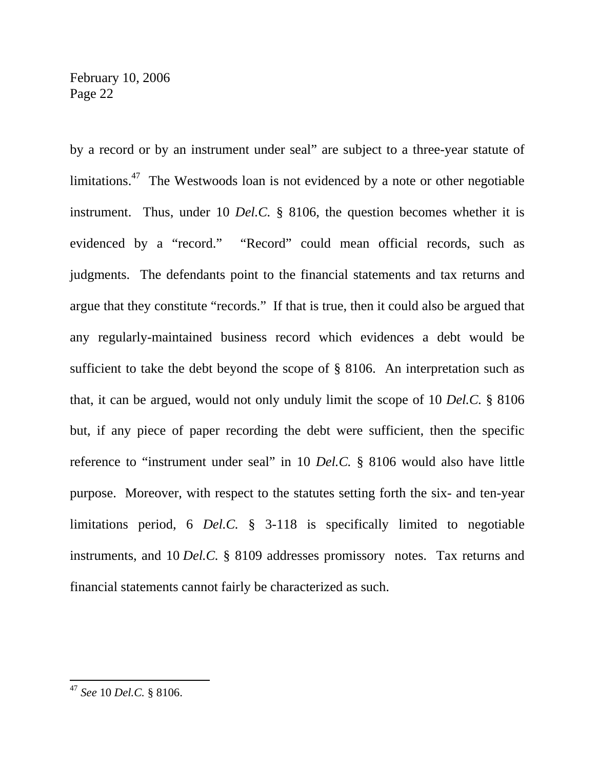by a record or by an instrument under seal" are subject to a three-year statute of limitations.[47] The Westwoods loan is not evidenced by a note or other negotiable instrument. Thus, under 10 *Del.C.* § 8106, the question becomes whether it is evidenced by a "record." "Record" could mean official records, such as judgments. The defendants point to the financial statements and tax returns and argue that they constitute "records." If that is true, then it could also be argued that any regularly-maintained business record which evidences a debt would be sufficient to take the debt beyond the scope of § 8106. An interpretation such as that, it can be argued, would not only unduly limit the scope of 10 *Del.C.* § 8106 but, if any piece of paper recording the debt were sufficient, then the specific reference to "instrument under seal" in 10 *Del.C.* § 8106 would also have little purpose. Moreover, with respect to the statutes setting forth the six- and ten-year limitations period, 6 *Del.C.* § 3-118 is specifically limited to negotiable instruments, and 10 *Del.C.* § 8109 addresses promissory notes. Tax returns and financial statements cannot fairly be characterized as such.

---

[47] *See* 10 *Del.C.* § 8106.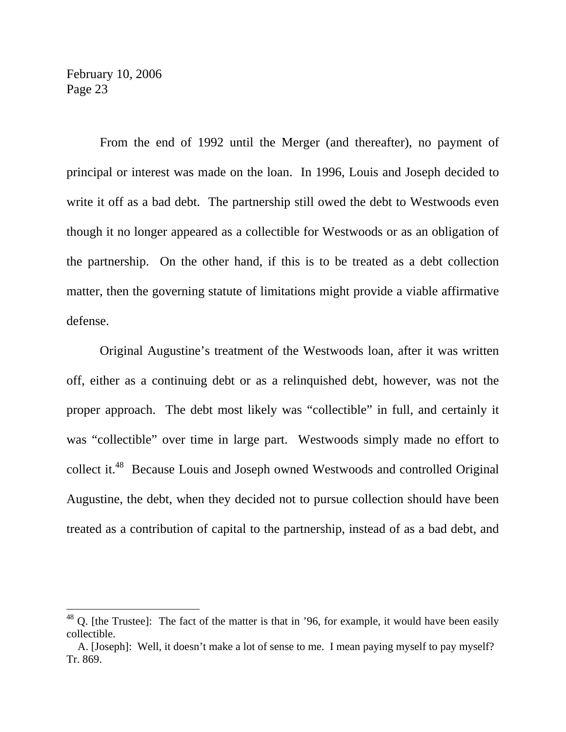From the end of 1992 until the Merger (and thereafter), no payment of principal or interest was made on the loan. In 1996, Louis and Joseph decided to write it off as a bad debt. The partnership still owed the debt to Westwoods even though it no longer appeared as a collectible for Westwoods or as an obligation of the partnership. On the other hand, if this is to be treated as a debt collection matter, then the governing statute of limitations might provide a viable affirmative defense.

Original Augustine's treatment of the Westwoods loan, after it was written off, either as a continuing debt or as a relinquished debt, however, was not the proper approach. The debt most likely was "collectible" in full, and certainly it was "collectible" over time in large part. Westwoods simply made no effort to collect it.[48] Because Louis and Joseph owned Westwoods and controlled Original Augustine, the debt, when they decided not to pursue collection should have been treated as a contribution of capital to the partnership, instead of as a bad debt, and

---

[48] Q. [the Trustee]: The fact of the matter is that in '96, for example, it would have been easily collectible.
A. [Joseph]: Well, it doesn't make a lot of sense to me. I mean paying myself to pay myself? Tr. 869.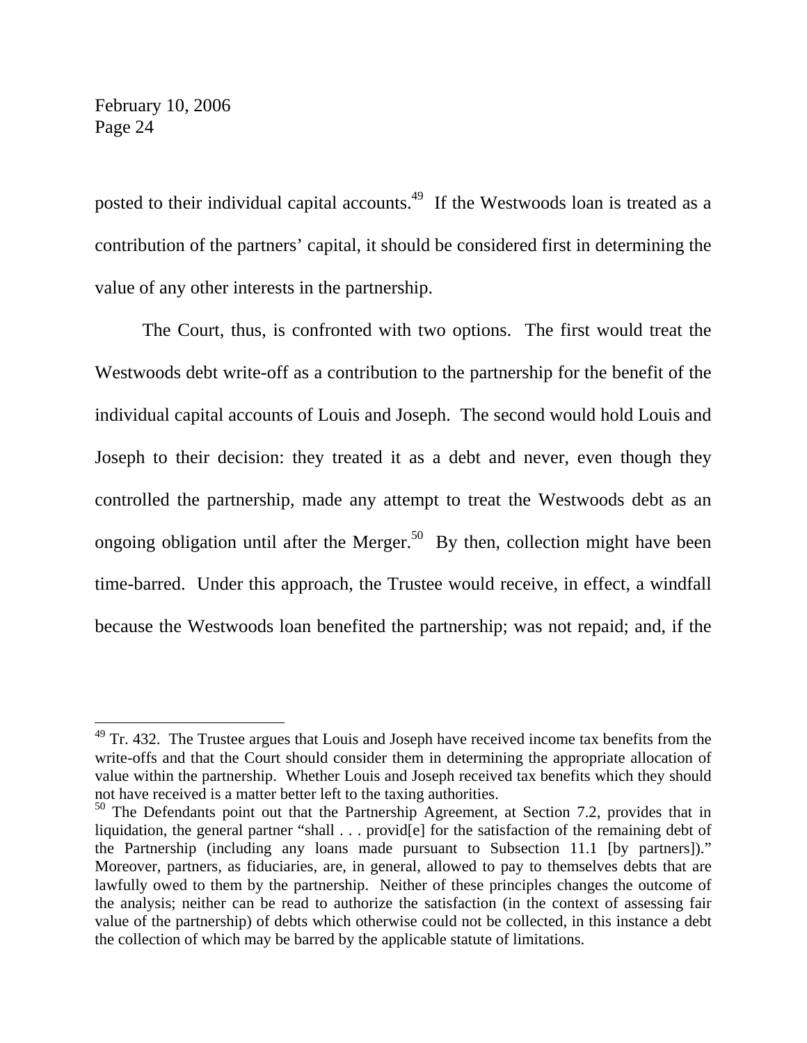posted to their individual capital accounts.[49] If the Westwoods loan is treated as a contribution of the partners' capital, it should be considered first in determining the value of any other interests in the partnership.

The Court, thus, is confronted with two options. The first would treat the Westwoods debt write-off as a contribution to the partnership for the benefit of the individual capital accounts of Louis and Joseph. The second would hold Louis and Joseph to their decision: they treated it as a debt and never, even though they controlled the partnership, made any attempt to treat the Westwoods debt as an ongoing obligation until after the Merger.[50] By then, collection might have been time-barred. Under this approach, the Trustee would receive, in effect, a windfall because the Westwoods loan benefited the partnership; was not repaid; and, if the

---

[49] Tr. 432. The Trustee argues that Louis and Joseph have received income tax benefits from the write-offs and that the Court should consider them in determining the appropriate allocation of value within the partnership. Whether Louis and Joseph received tax benefits which they should not have received is a matter better left to the taxing authorities.

[50] The Defendants point out that the Partnership Agreement, at Section 7.2, provides that in liquidation, the general partner "shall . . . provid[e] for the satisfaction of the remaining debt of the Partnership (including any loans made pursuant to Subsection 11.1 [by partners])." Moreover, partners, as fiduciaries, are, in general, allowed to pay to themselves debts that are lawfully owed to them by the partnership. Neither of these principles changes the outcome of the analysis; neither can be read to authorize the satisfaction (in the context of assessing fair value of the partnership) of debts which otherwise could not be collected, in this instance a debt the collection of which may be barred by the applicable statute of limitations.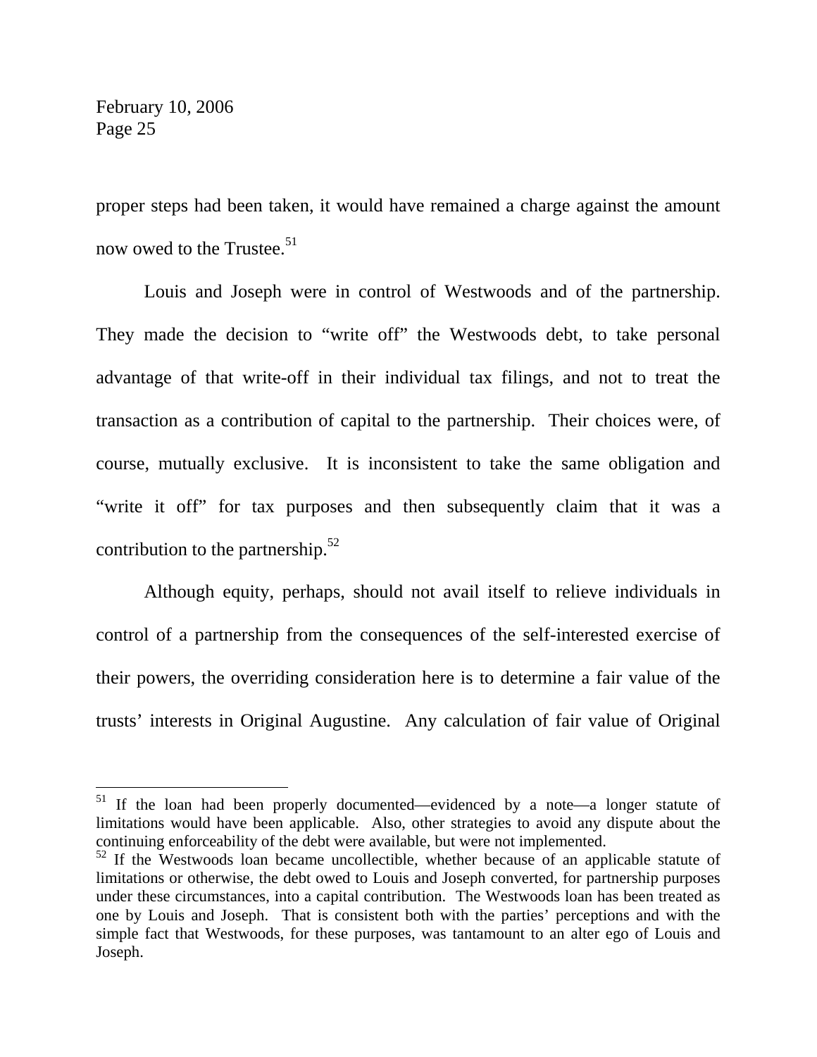proper steps had been taken, it would have remained a charge against the amount now owed to the Trustee.[51]

Louis and Joseph were in control of Westwoods and of the partnership. They made the decision to "write off" the Westwoods debt, to take personal advantage of that write-off in their individual tax filings, and not to treat the transaction as a contribution of capital to the partnership. Their choices were, of course, mutually exclusive. It is inconsistent to take the same obligation and "write it off" for tax purposes and then subsequently claim that it was a contribution to the partnership.[52]

Although equity, perhaps, should not avail itself to relieve individuals in control of a partnership from the consequences of the self-interested exercise of their powers, the overriding consideration here is to determine a fair value of the trusts' interests in Original Augustine. Any calculation of fair value of Original

---

[51] If the loan had been properly documented—evidenced by a note—a longer statute of limitations would have been applicable. Also, other strategies to avoid any dispute about the continuing enforceability of the debt were available, but were not implemented.

[52] If the Westwoods loan became uncollectible, whether because of an applicable statute of limitations or otherwise, the debt owed to Louis and Joseph converted, for partnership purposes under these circumstances, into a capital contribution. The Westwoods loan has been treated as one by Louis and Joseph. That is consistent both with the parties' perceptions and with the simple fact that Westwoods, for these purposes, was tantamount to an alter ego of Louis and Joseph.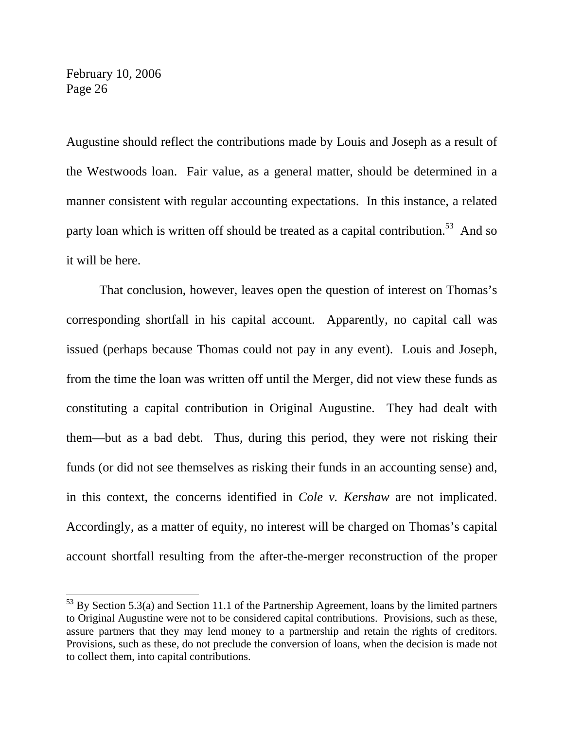Augustine should reflect the contributions made by Louis and Joseph as a result of the Westwoods loan. Fair value, as a general matter, should be determined in a manner consistent with regular accounting expectations. In this instance, a related party loan which is written off should be treated as a capital contribution.[53] And so it will be here.

That conclusion, however, leaves open the question of interest on Thomas's corresponding shortfall in his capital account. Apparently, no capital call was issued (perhaps because Thomas could not pay in any event). Louis and Joseph, from the time the loan was written off until the Merger, did not view these funds as constituting a capital contribution in Original Augustine. They had dealt with them—but as a bad debt. Thus, during this period, they were not risking their funds (or did not see themselves as risking their funds in an accounting sense) and, in this context, the concerns identified in *Cole v. Kershaw* are not implicated. Accordingly, as a matter of equity, no interest will be charged on Thomas's capital account shortfall resulting from the after-the-merger reconstruction of the proper

---

[53] By Section 5.3(a) and Section 11.1 of the Partnership Agreement, loans by the limited partners to Original Augustine were not to be considered capital contributions. Provisions, such as these, assure partners that they may lend money to a partnership and retain the rights of creditors. Provisions, such as these, do not preclude the conversion of loans, when the decision is made not to collect them, into capital contributions.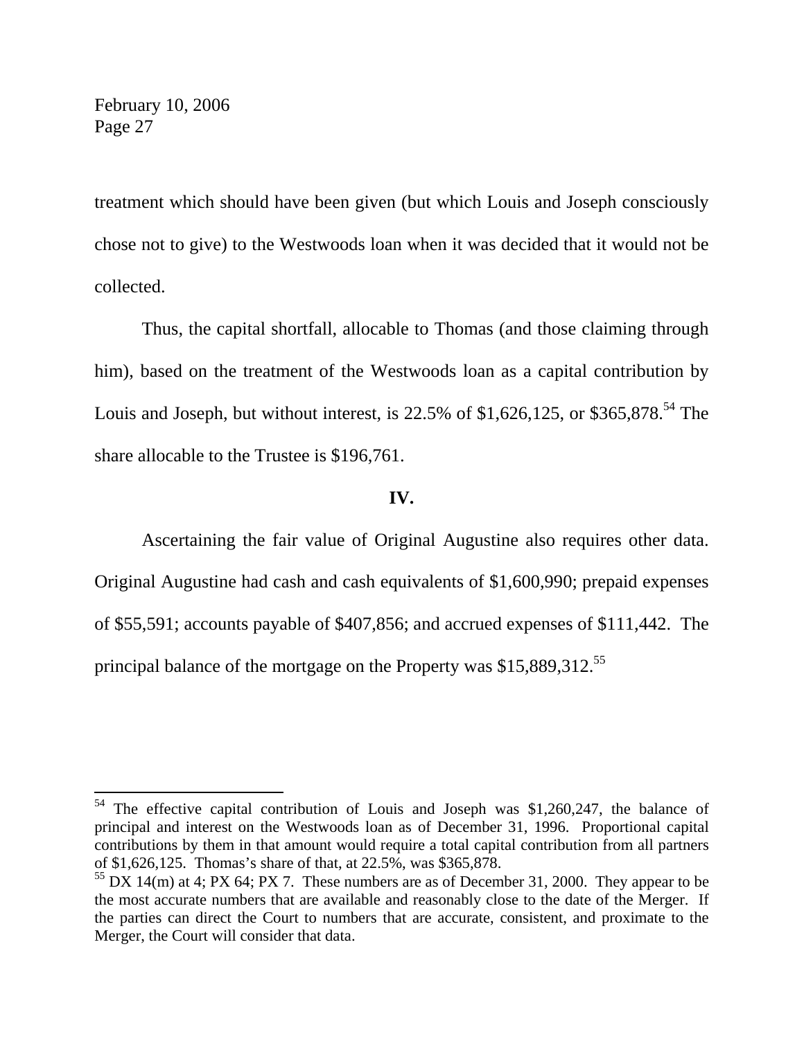treatment which should have been given (but which Louis and Joseph consciously chose not to give) to the Westwoods loan when it was decided that it would not be collected.

Thus, the capital shortfall, allocable to Thomas (and those claiming through him), based on the treatment of the Westwoods loan as a capital contribution by Louis and Joseph, but without interest, is 22.5% of $1,626,125, or $365,878.[54] The share allocable to the Trustee is $196,761.

**IV.**

Ascertaining the fair value of Original Augustine also requires other data. Original Augustine had cash and cash equivalents of $1,600,990; prepaid expenses of $55,591; accounts payable of $407,856; and accrued expenses of $111,442. The principal balance of the mortgage on the Property was $15,889,312.[55]

---

[54] The effective capital contribution of Louis and Joseph was $1,260,247, the balance of principal and interest on the Westwoods loan as of December 31, 1996. Proportional capital contributions by them in that amount would require a total capital contribution from all partners of $1,626,125. Thomas's share of that, at 22.5%, was $365,878.

[55] DX 14(m) at 4; PX 64; PX 7. These numbers are as of December 31, 2000. They appear to be the most accurate numbers that are available and reasonably close to the date of the Merger. If the parties can direct the Court to numbers that are accurate, consistent, and proximate to the Merger, the Court will consider that data.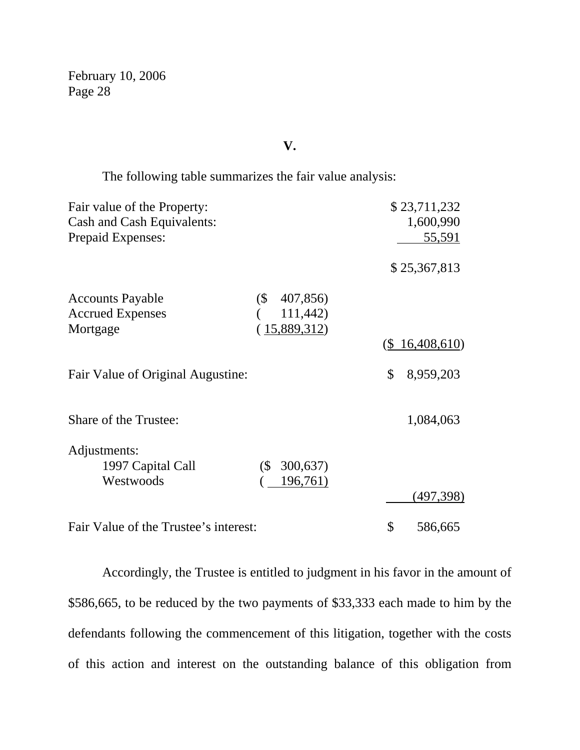## V.

The following table summarizes the fair value analysis:

| | | |
|---|---|---|
| Fair value of the Property: | | $ 23,711,232 |
| Cash and Cash Equivalents: | | 1,600,990 |
| Prepaid Expenses: | | 55,591 |
| | | $ 25,367,813 |
| Accounts Payable | ($ 407,856) | |
| Accrued Expenses | ( 111,442) | |
| Mortgage | ( 15,889,312) | |
| | | ($ 16,408,610) |
| Fair Value of Original Augustine: | | $ 8,959,203 |
| Share of the Trustee: | | 1,084,063 |
| Adjustments: | | |
| 1997 Capital Call | ($ 300,637) | |
| Westwoods | ( 196,761) | |
| | | (497,398) |
| Fair Value of the Trustee's interest: | | $ 586,665 |

Accordingly, the Trustee is entitled to judgment in his favor in the amount of $586,665, to be reduced by the two payments of $33,333 each made to him by the defendants following the commencement of this litigation, together with the costs of this action and interest on the outstanding balance of this obligation from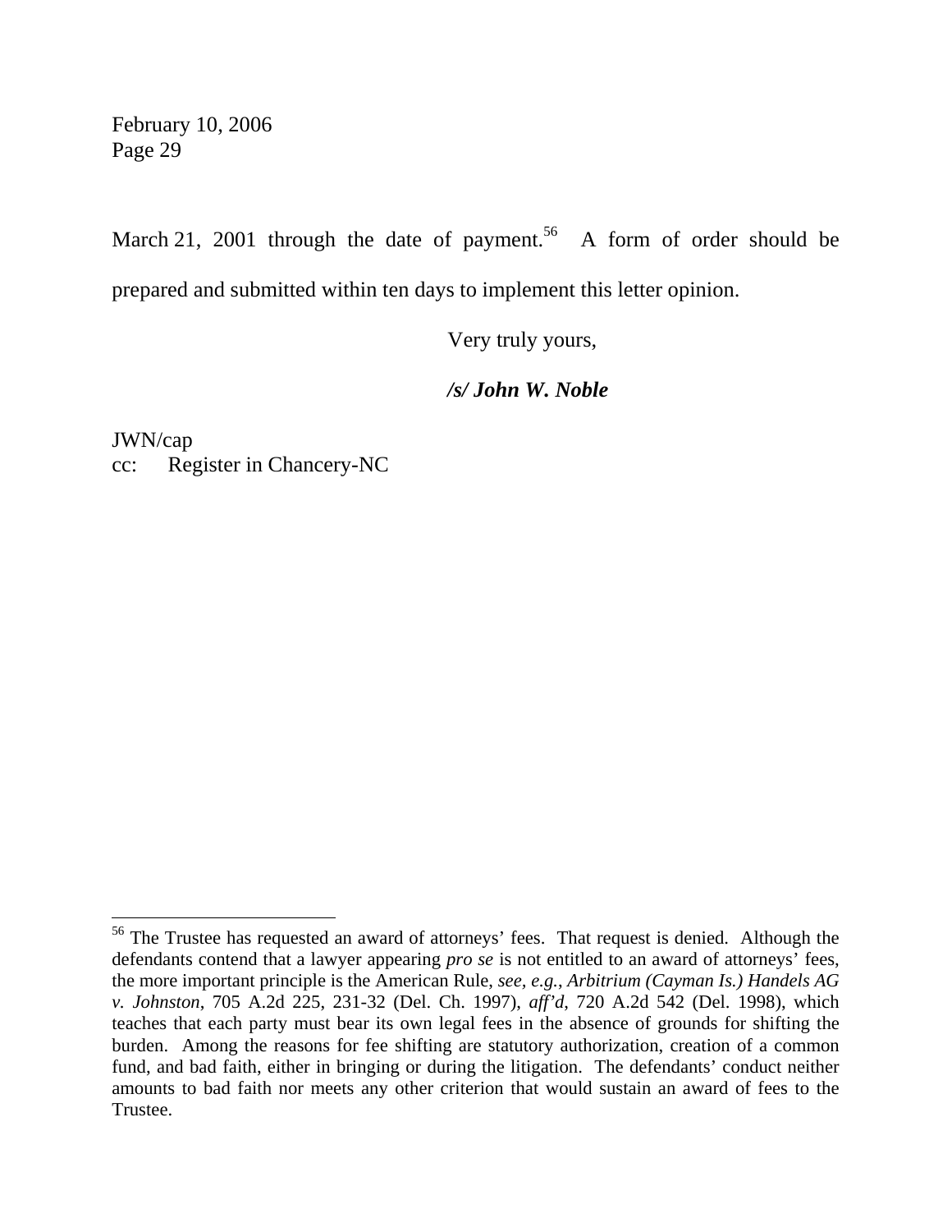March 21, 2001 through the date of payment.[56] A form of order should be prepared and submitted within ten days to implement this letter opinion.

Very truly yours,

***/s/ John W. Noble***

JWN/cap
cc: Register in Chancery-NC

[56] The Trustee has requested an award of attorneys' fees. That request is denied. Although the defendants contend that a lawyer appearing *pro se* is not entitled to an award of attorneys' fees, the more important principle is the American Rule, *see, e.g.*, *Arbitrium (Cayman Is.) Handels AG v. Johnston*, 705 A.2d 225, 231-32 (Del. Ch. 1997), *aff'd*, 720 A.2d 542 (Del. 1998), which teaches that each party must bear its own legal fees in the absence of grounds for shifting the burden. Among the reasons for fee shifting are statutory authorization, creation of a common fund, and bad faith, either in bringing or during the litigation. The defendants' conduct neither amounts to bad faith nor meets any other criterion that would sustain an award of fees to the Trustee.